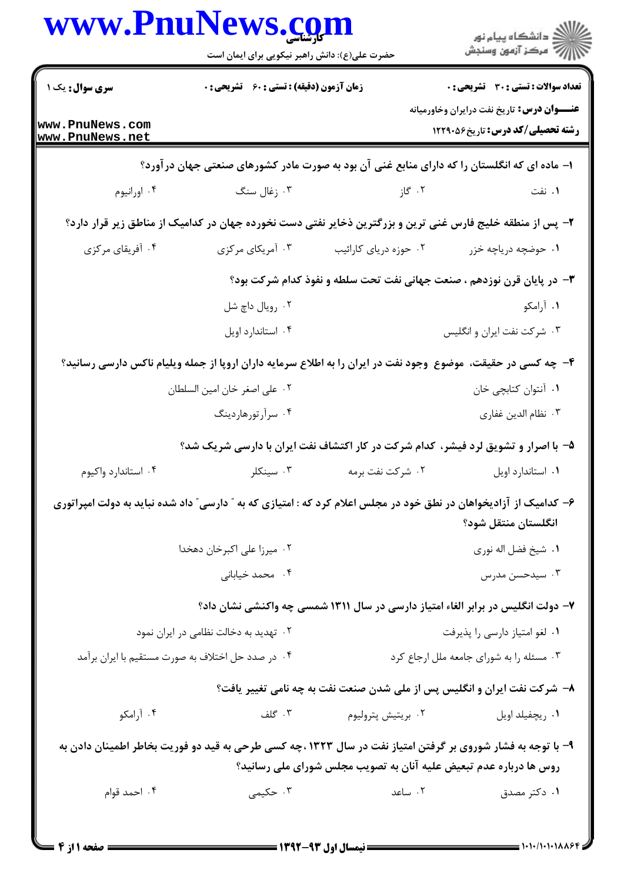**سری سوال:** یک ۱

**زمان آزمون (دقیقه) : تستی : ۶۰ تشریحی : ۰**

**تعداد سوالات : تستی : ۳۰ تشریحی : ۰**

**عنـــوان درس:** تاریخ نفت درایران وخاورمیانه

**رشته تحصیلی/کد درس:** تاریخ۱۲۲۹۰۵۶

۱- ماده ای که انگلستان را که دارای منابع غنی آن بود به صورت مادر کشورهای صنعتی جهان درآورد؟

۱. نفت ۲. گاز ۳. زغال سنگ ۴. اورانیوم

۲- پس از منطقه خلیج فارس غنی ترین و بزرگترین ذخایر نفتی دست نخورده جهان در کدامیک از مناطق زیر قرار دارد؟

۱. حوضچه دریاچه خزر ۲. حوزه دریای کارائیب ۳. آمریکای مرکزی ۴. آفریقای مرکزی

۳- در پایان قرن نوزدهم ، صنعت جهانی نفت تحت سلطه و نفوذ کدام شرکت بود؟

۱. آرامکو
۲. رویال داچ شل
۳. شرکت نفت ایران و انگلیس
۴. استاندارد اویل

۴- چه کسی در حقیقت، موضوع وجود نفت در ایران را به اطلاع سرمایه داران اروپا از جمله ویلیام ناکس دارسی رسانید؟

۱. آنتوان کتابچی خان
۲. علی اصغر خان امین السلطان
۳. نظام الدین غفاری
۴. سرآرتورهاردینگ

۵- با اصرار و تشویق لرد فیشر، کدام شرکت در کار اکتشاف نفت ایران با دارسی شریک شد؟

۱. استاندارد اویل ۲. شرکت نفت برمه ۳. سینکلر ۴. استاندارد واکیوم

۶- کدامیک از آزادیخواهان در نطق خود در مجلس اعلام کرد که : امتیازی که به " دارسی" داد شده نباید به دولت امپراتوری انگلستان منتقل شود؟

۱. شیخ فضل اله نوری
۲. میرزا علی اکبرخان دهخدا
۳. سیدحسن مدرس
۴. محمد خیابانی

۷- دولت انگلیس در برابر الغاء امتیاز دارسی در سال ۱۳۱۱ شمسی چه واکنشی نشان داد؟

۱. لغو امتیاز دارسی را پذیرفت
۲. تهدید به دخالت نظامی در ایران نمود
۳. مسئله را به شورای جامعه ملل ارجاع کرد
۴. در صدد حل اختلاف به صورت مستقیم با ایران برآمد

۸- شرکت نفت ایران و انگلیس پس از ملی شدن صنعت نفت به چه نامی تغییر یافت؟

۱. ریچفیلد اویل ۲. بریتیش پترولیوم ۳. گلف ۴. آرامکو

۹- با توجه به فشار شوروی بر گرفتن امتیاز نفت در سال ۱۳۲۳ ،چه کسی طرحی به قید دو فوریت بخاطر اطمینان دادن به روس ها درباره عدم تبعیض علیه آنان به تصویب مجلس شورای ملی رسانید؟

۱. دکتر مصدق ۲. ساعد ۳. حکیمی ۴. احمد قوام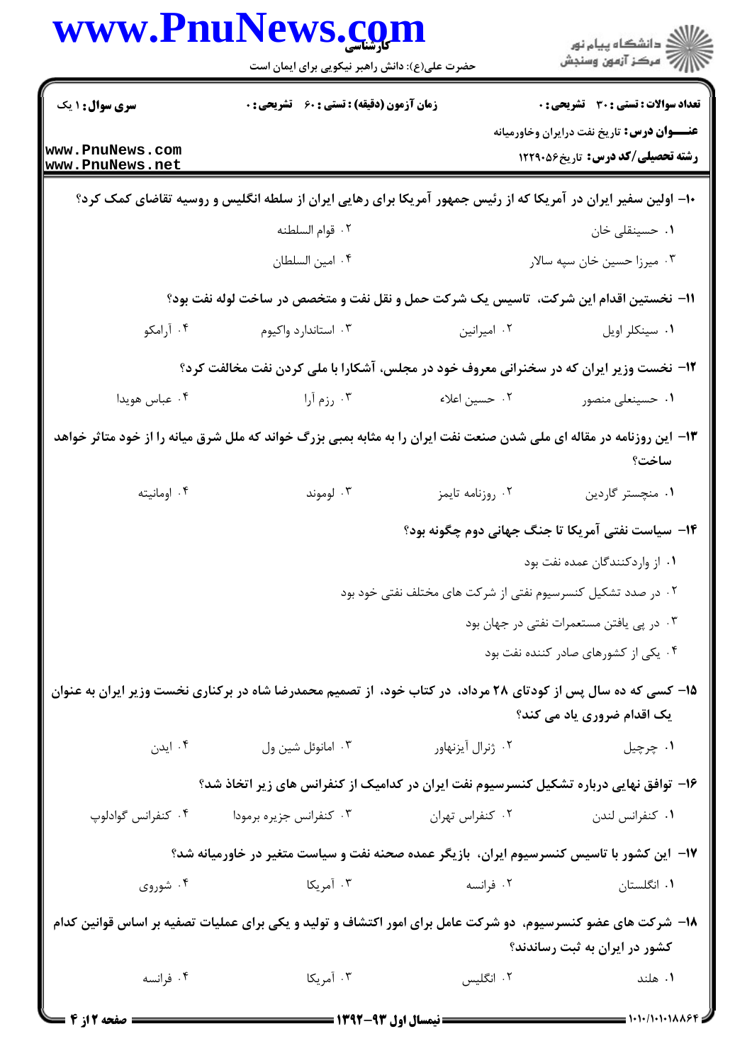**سری سوال:** ۱ یک

**زمان آزمون (دقیقه) : تستی : ۶۰ تشریحی : ۰**

**تعداد سوالات : تستی : ۳۰ تشریحی : ۰**

**عنـــوان درس:** تاریخ نفت درایران وخاورمیانه

**رشته تحصیلی/کد درس:** تاریخ۱۲۲۹۰۵۶

۱۰- اولین سفیر ایران در آمریکا که از رئیس جمهور آمریکا برای رهایی ایران از سلطه انگلیس و روسیه تقاضای کمک کرد؟

۱. حسینقلی خان
۲. قوام السلطنه
۳. میرزا حسین خان سپه سالار
۴. امین السلطان

۱۱- نخستین اقدام این شرکت، تاسیس یک شرکت حمل و نقل نفت و متخصص در ساخت لوله نفت بود؟

۱. سینکلر اویل
۲. امیرانین
۳. استاندارد واکیوم
۴. آرامکو

۱۲- نخست وزیر ایران که در سخنرانی معروف خود در مجلس، آشکارا با ملی کردن نفت مخالفت کرد؟

۱. حسینعلی منصور
۲. حسین اعلاء
۳. رزم آرا
۴. عباس هویدا

۱۳- این روزنامه در مقاله ای ملی شدن صنعت نفت ایران را به مثابه بمبی بزرگ خواند که ملل شرق میانه را از خود متاثر خواهد ساخت؟

۱. منچستر گاردین
۲. روزنامه تایمز
۳. لوموند
۴. اومانیته

۱۴- سیاست نفتی آمریکا تا جنگ جهانی دوم چگونه بود؟

۱. از واردکنندگان عمده نفت بود
۲. در صدد تشکیل کنسرسیوم نفتی از شرکت های مختلف نفتی خود بود
۳. در پی یافتن مستعمرات نفتی در جهان بود
۴. یکی از کشورهای صادر کننده نفت بود

۱۵- کسی که ده سال پس از کودتای ۲۸ مرداد، در کتاب خود، از تصمیم محمدرضا شاه در برکناری نخست وزیر ایران به عنوان یک اقدام ضروری یاد می کند؟

۱. چرچیل
۲. ژنرال آیزنهاور
۳. امانوئل شین ول
۴. ایدن

۱۶- توافق نهایی درباره تشکیل کنسرسیوم نفت ایران در کدامیک از کنفرانس های زیر اتخاذ شد؟

۱. کنفرانس لندن
۲. کنفراس تهران
۳. کنفرانس جزیره برمودا
۴. کنفرانس گوادلوپ

۱۷- این کشور با تاسیس کنسرسیوم ایران، بازیگر عمده صحنه نفت و سیاست متغیر در خاورمیانه شد؟

۱. انگلستان
۲. فرانسه
۳. آمریکا
۴. شوروی

۱۸- شرکت های عضو کنسرسیوم، دو شرکت عامل برای امور اکتشاف و تولید و یکی برای عملیات تصفیه بر اساس قوانین کدام کشور در ایران به ثبت رساندند؟

۱. هلند
۲. انگلیس
۳. آمریکا
۴. فرانسه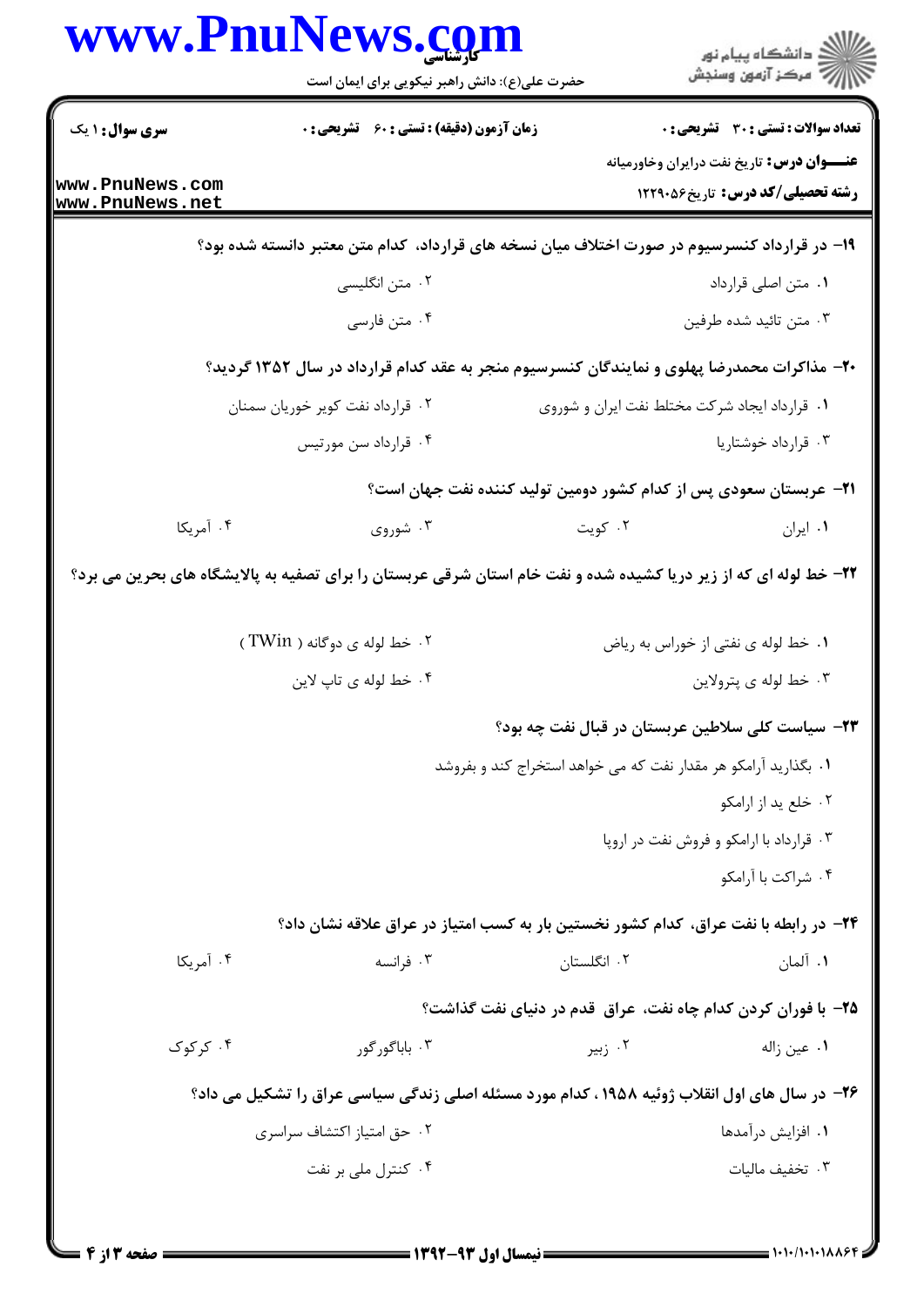۱۹- در قرارداد کنسرسیوم در صورت اختلاف میان نسخه های قرارداد، کدام متن معتبر دانسته شده بود؟

۱. متن اصلی قرارداد
۲. متن انگلیسی
۳. متن تائید شده طرفین
۴. متن فارسی

۲۰- مذاکرات محمدرضا پهلوی و نمایندگان کنسرسیوم منجر به عقد کدام قرارداد در سال ۱۳۵۲ گردید؟

۱. قرارداد ایجاد شرکت مختلط نفت ایران و شوروی
۲. قرارداد نفت کویر خوریان سمنان
۳. قرارداد خوشتاریا
۴. قرارداد سن مورتیس

۲۱- عربستان سعودی پس از کدام کشور دومین تولید کننده نفت جهان است؟

۱. ایران
۲. کویت
۳. شوروی
۴. آمریکا

۲۲- خط لوله ای که از زیر دریا کشیده شده و نفت خام استان شرقی عربستان را برای تصفیه به پالایشگاه های بحرین می برد؟

۱. خط لوله ی نفتی از خوراس به ریاض
۲. خط لوله ی دوگانه ( TWin )
۳. خط لوله ی پترولاین
۴. خط لوله ی تاپ لاین

۲۳- سیاست کلی سلاطین عربستان در قبال نفت چه بود؟

۱. بگذارید آرامکو هر مقدار نفت که می خواهد استخراج کند و بفروشد
۲. خلع ید از ارامکو
۳. قرارداد با ارامکو و فروش نفت در اروپا
۴. شراکت با آرامکو

۲۴- در رابطه با نفت عراق، کدام کشور نخستین بار به کسب امتیاز در عراق علاقه نشان داد؟

۱. آلمان
۲. انگلستان
۳. فرانسه
۴. آمریکا

۲۵- با فوران کردن کدام چاه نفت، عراق قدم در دنیای نفت گذاشت؟

۱. عین زاله
۲. زبیر
۳. باباگورگور
۴. کرکوک

۲۶- در سال های اول انقلاب ژوئیه ۱۹۵۸ ، کدام مورد مسئله اصلی زندگی سیاسی عراق را تشکیل می داد؟

۱. افزایش درآمدها
۲. حق امتیاز اکتشاف سراسری
۳. تخفیف مالیات
۴. کنترل ملی بر نفت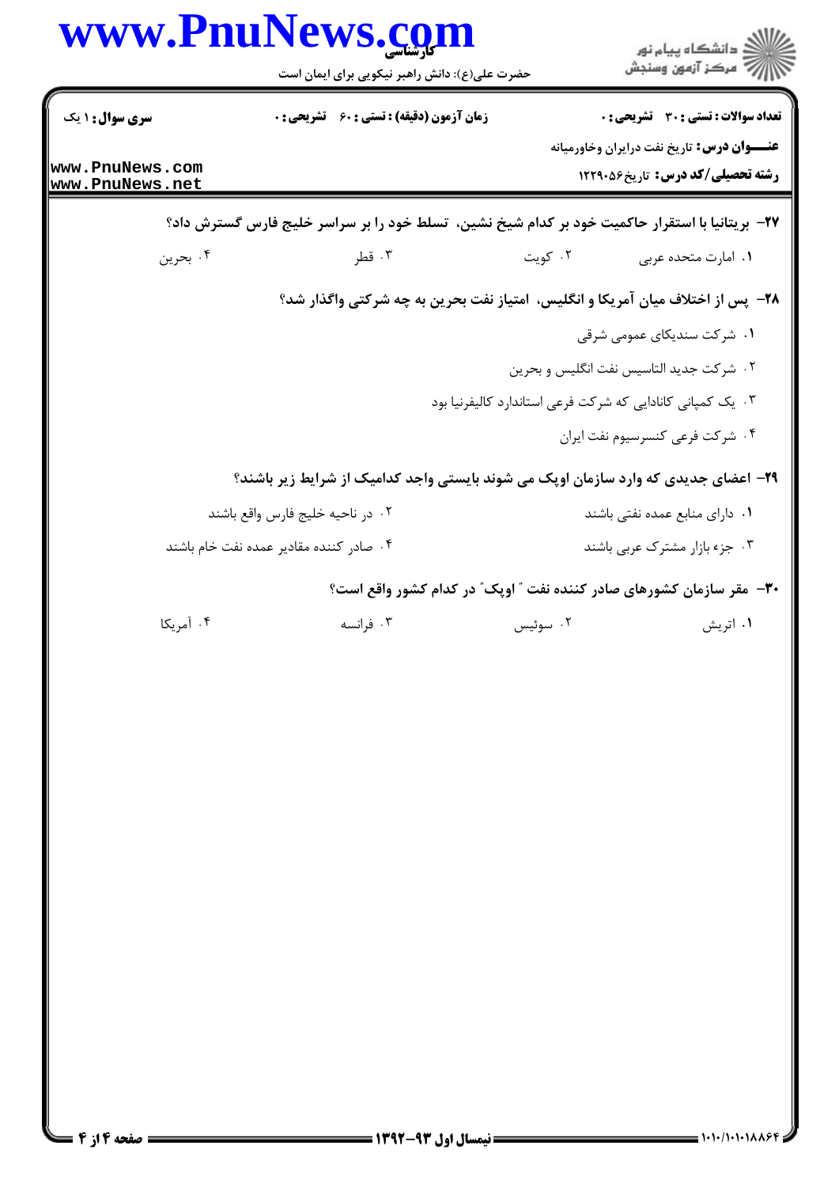**۲۷- بریتانیا با استقرار حاکمیت خود بر کدام شیخ نشین، تسلط خود را بر سراسر خلیج فارس گسترش داد؟**

۱. امارت متحده عربی
۲. کویت
۳. قطر
۴. بحرین

**۲۸- پس از اختلاف میان آمریکا و انگلیس، امتیاز نفت بحرین به چه شرکتی واگذار شد؟**

۱. شرکت سندیکای عمومی شرقی
۲. شرکت جدید التاسیس نفت انگلیس و بحرین
۳. یک کمپانی کانادایی که شرکت فرعی استاندارد کالیفرنیا بود
۴. شرکت فرعی کنسرسیوم نفت ایران

**۲۹- اعضای جدیدی که وارد سازمان اوپک می شوند بایستی واجد کدامیک از شرایط زیر باشند؟**

۱. دارای منابع عمده نفتی باشند
۲. در ناحیه خلیج فارس واقع باشند
۳. جزء بازار مشترک عربی باشند
۴. صادر کننده مقادیر عمده نفت خام باشند

**۳۰- مقر سازمان کشورهای صادر کننده نفت " اوپک" در کدام کشور واقع است؟**

۱. اتریش
۲. سوئیس
۳. فرانسه
۴. آمریکا